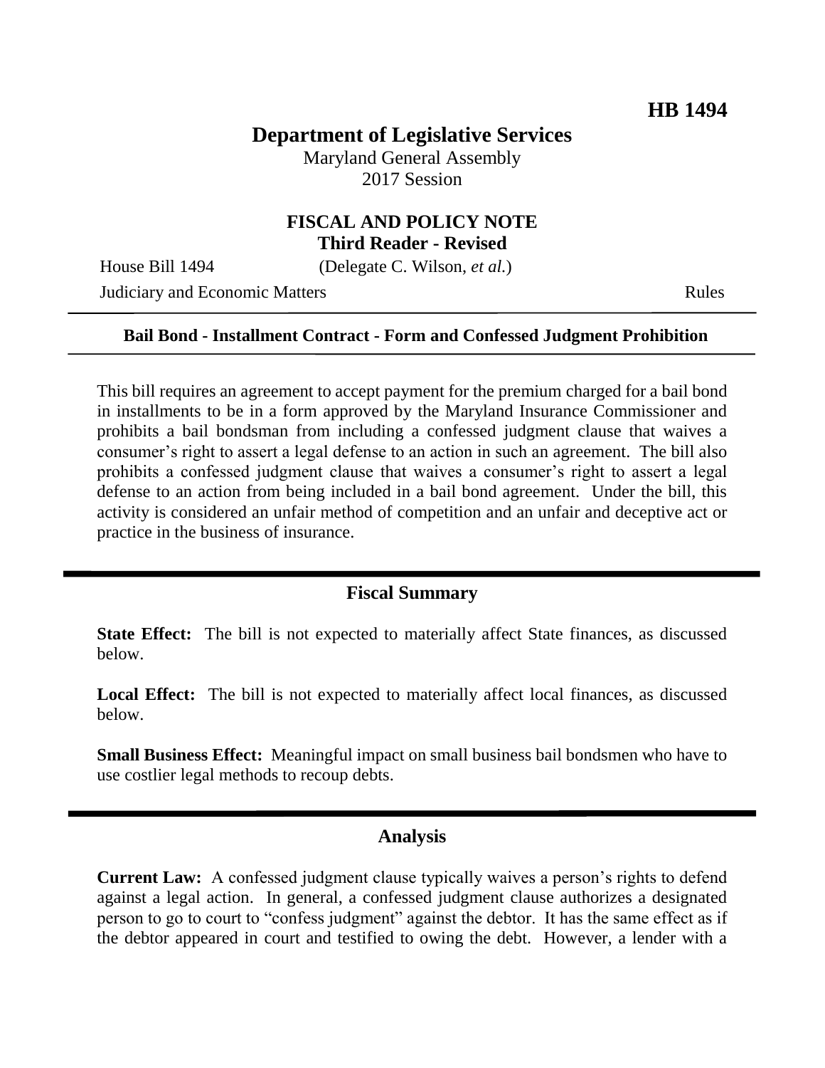**HB 1494**

# Department of Legislative Services

Maryland General Assembly
2017 Session

## FISCAL AND POLICY NOTE
**Third Reader - Revised**

House Bill 1494 (Delegate C. Wilson, *et al.*)

Judiciary and Economic Matters Rules

**Bail Bond - Installment Contract - Form and Confessed Judgment Prohibition**

This bill requires an agreement to accept payment for the premium charged for a bail bond in installments to be in a form approved by the Maryland Insurance Commissioner and prohibits a bail bondsman from including a confessed judgment clause that waives a consumer's right to assert a legal defense to an action in such an agreement. The bill also prohibits a confessed judgment clause that waives a consumer's right to assert a legal defense to an action from being included in a bail bond agreement. Under the bill, this activity is considered an unfair method of competition and an unfair and deceptive act or practice in the business of insurance.

## Fiscal Summary

**State Effect:** The bill is not expected to materially affect State finances, as discussed below.

**Local Effect:** The bill is not expected to materially affect local finances, as discussed below.

**Small Business Effect:** Meaningful impact on small business bail bondsmen who have to use costlier legal methods to recoup debts.

## Analysis

**Current Law:** A confessed judgment clause typically waives a person's rights to defend against a legal action. In general, a confessed judgment clause authorizes a designated person to go to court to "confess judgment" against the debtor. It has the same effect as if the debtor appeared in court and testified to owing the debt. However, a lender with a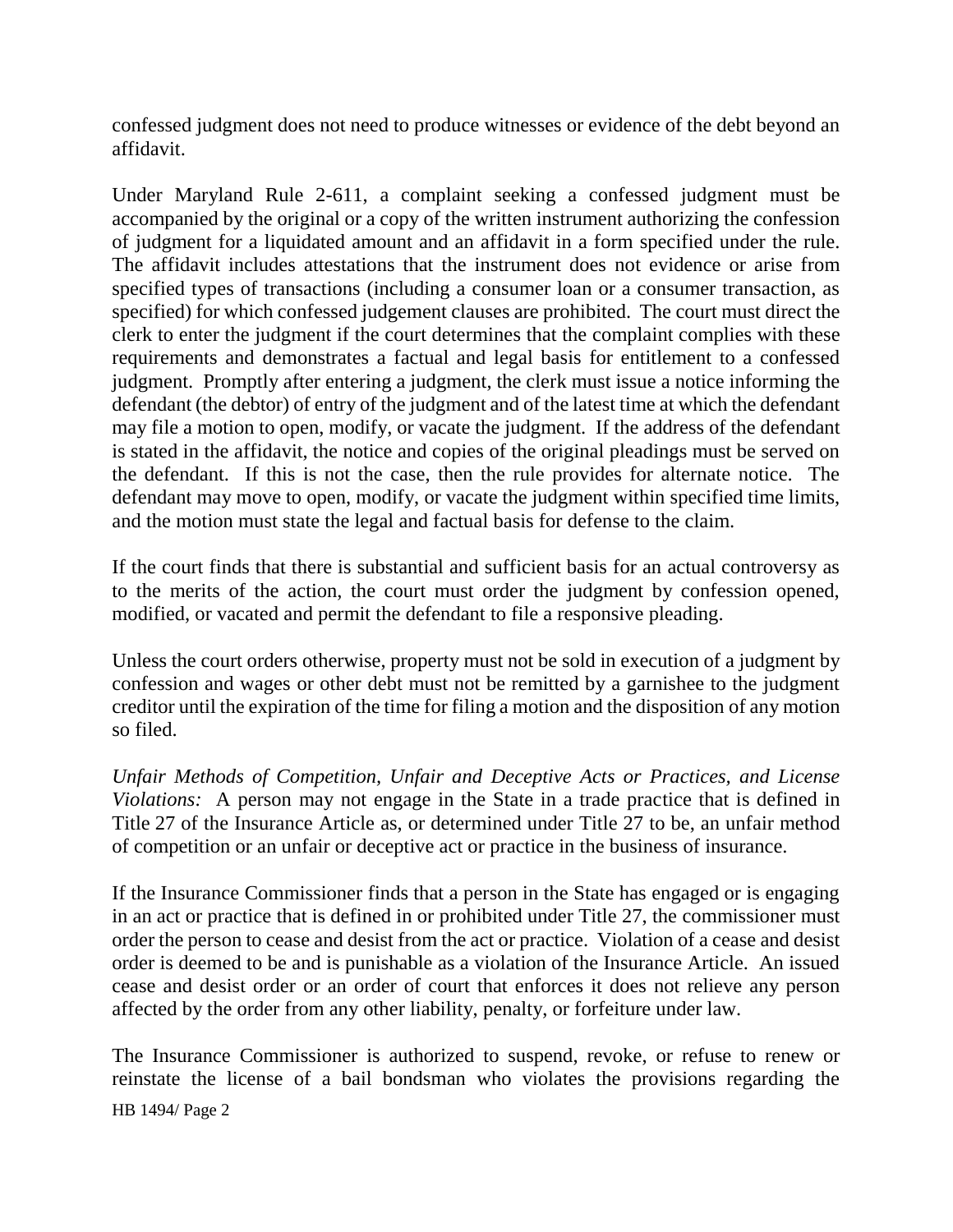confessed judgment does not need to produce witnesses or evidence of the debt beyond an affidavit.

Under Maryland Rule 2-611, a complaint seeking a confessed judgment must be accompanied by the original or a copy of the written instrument authorizing the confession of judgment for a liquidated amount and an affidavit in a form specified under the rule. The affidavit includes attestations that the instrument does not evidence or arise from specified types of transactions (including a consumer loan or a consumer transaction, as specified) for which confessed judgement clauses are prohibited. The court must direct the clerk to enter the judgment if the court determines that the complaint complies with these requirements and demonstrates a factual and legal basis for entitlement to a confessed judgment. Promptly after entering a judgment, the clerk must issue a notice informing the defendant (the debtor) of entry of the judgment and of the latest time at which the defendant may file a motion to open, modify, or vacate the judgment. If the address of the defendant is stated in the affidavit, the notice and copies of the original pleadings must be served on the defendant. If this is not the case, then the rule provides for alternate notice. The defendant may move to open, modify, or vacate the judgment within specified time limits, and the motion must state the legal and factual basis for defense to the claim.

If the court finds that there is substantial and sufficient basis for an actual controversy as to the merits of the action, the court must order the judgment by confession opened, modified, or vacated and permit the defendant to file a responsive pleading.

Unless the court orders otherwise, property must not be sold in execution of a judgment by confession and wages or other debt must not be remitted by a garnishee to the judgment creditor until the expiration of the time for filing a motion and the disposition of any motion so filed.

*Unfair Methods of Competition, Unfair and Deceptive Acts or Practices, and License Violations:* A person may not engage in the State in a trade practice that is defined in Title 27 of the Insurance Article as, or determined under Title 27 to be, an unfair method of competition or an unfair or deceptive act or practice in the business of insurance.

If the Insurance Commissioner finds that a person in the State has engaged or is engaging in an act or practice that is defined in or prohibited under Title 27, the commissioner must order the person to cease and desist from the act or practice. Violation of a cease and desist order is deemed to be and is punishable as a violation of the Insurance Article. An issued cease and desist order or an order of court that enforces it does not relieve any person affected by the order from any other liability, penalty, or forfeiture under law.

The Insurance Commissioner is authorized to suspend, revoke, or refuse to renew or reinstate the license of a bail bondsman who violates the provisions regarding the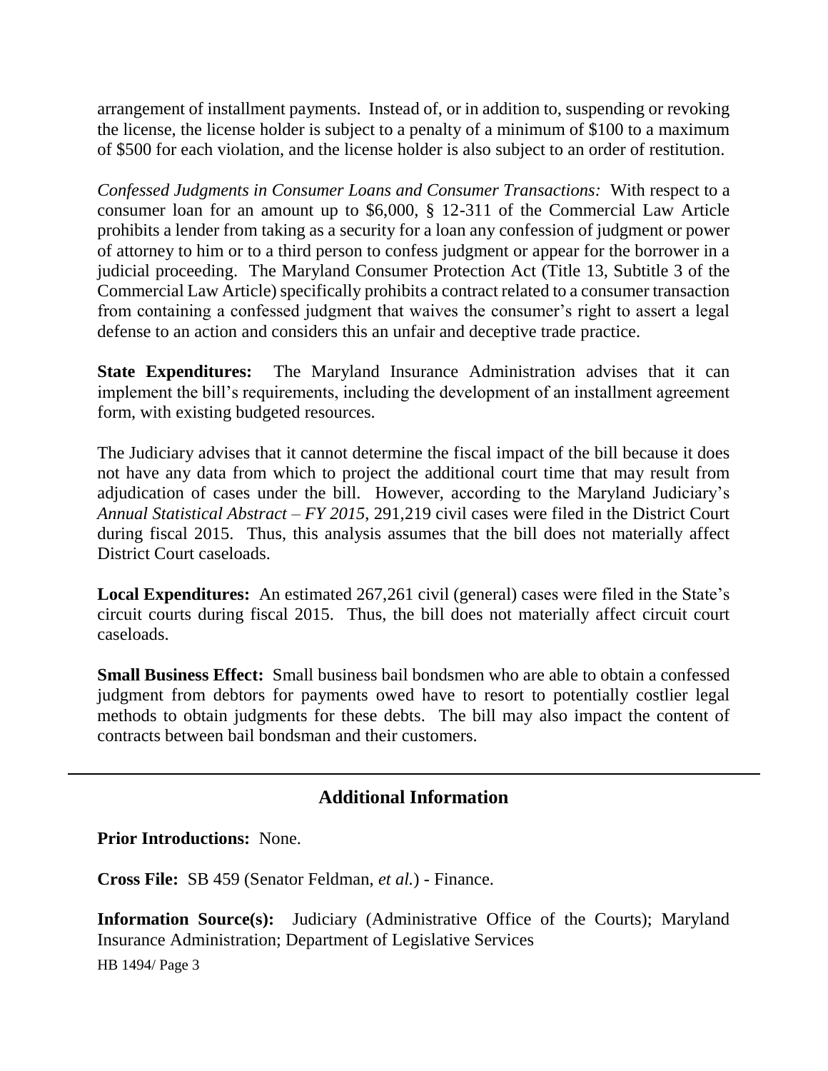arrangement of installment payments. Instead of, or in addition to, suspending or revoking the license, the license holder is subject to a penalty of a minimum of $100 to a maximum of $500 for each violation, and the license holder is also subject to an order of restitution.

*Confessed Judgments in Consumer Loans and Consumer Transactions:* With respect to a consumer loan for an amount up to $6,000, § 12-311 of the Commercial Law Article prohibits a lender from taking as a security for a loan any confession of judgment or power of attorney to him or to a third person to confess judgment or appear for the borrower in a judicial proceeding. The Maryland Consumer Protection Act (Title 13, Subtitle 3 of the Commercial Law Article) specifically prohibits a contract related to a consumer transaction from containing a confessed judgment that waives the consumer's right to assert a legal defense to an action and considers this an unfair and deceptive trade practice.

**State Expenditures:** The Maryland Insurance Administration advises that it can implement the bill's requirements, including the development of an installment agreement form, with existing budgeted resources.

The Judiciary advises that it cannot determine the fiscal impact of the bill because it does not have any data from which to project the additional court time that may result from adjudication of cases under the bill. However, according to the Maryland Judiciary's *Annual Statistical Abstract – FY 2015*, 291,219 civil cases were filed in the District Court during fiscal 2015. Thus, this analysis assumes that the bill does not materially affect District Court caseloads.

**Local Expenditures:** An estimated 267,261 civil (general) cases were filed in the State's circuit courts during fiscal 2015. Thus, the bill does not materially affect circuit court caseloads.

**Small Business Effect:** Small business bail bondsmen who are able to obtain a confessed judgment from debtors for payments owed have to resort to potentially costlier legal methods to obtain judgments for these debts. The bill may also impact the content of contracts between bail bondsman and their customers.

---

## Additional Information

**Prior Introductions:** None.

**Cross File:** SB 459 (Senator Feldman, *et al.*) - Finance.

**Information Source(s):** Judiciary (Administrative Office of the Courts); Maryland Insurance Administration; Department of Legislative Services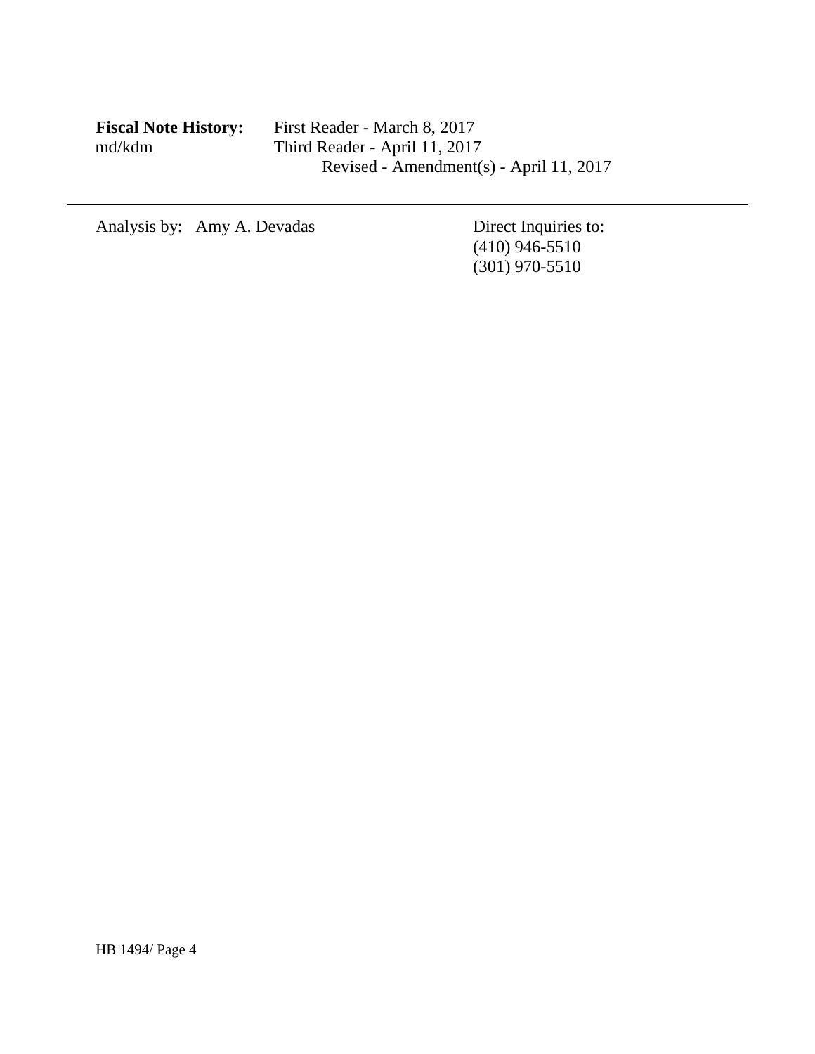**Fiscal Note History:** First Reader - March 8, 2017
md/kdm Third Reader - April 11, 2017
Revised - Amendment(s) - April 11, 2017

---

Analysis by: Amy A. Devadas

Direct Inquiries to:
(410) 946-5510
(301) 970-5510